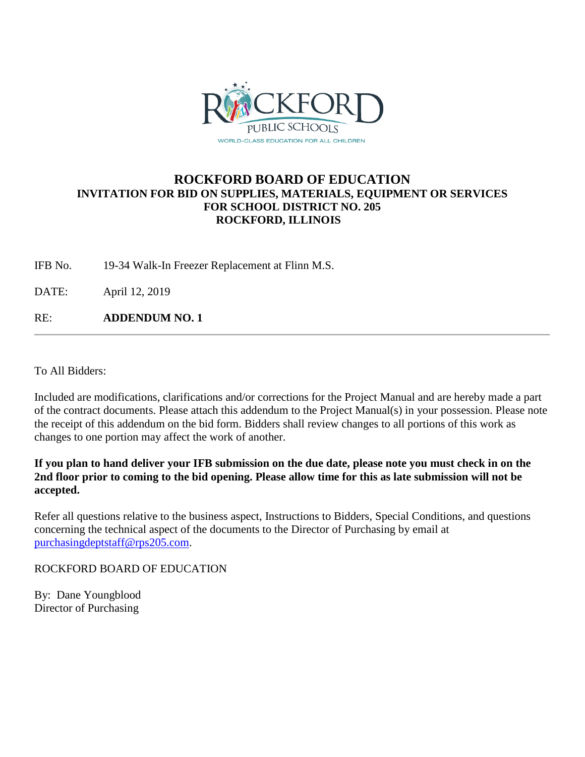ROCKFORD PUBLIC SCHOOLS
WORLD-CLASS EDUCATION FOR ALL CHILDREN

# ROCKFORD BOARD OF EDUCATION

## INVITATION FOR BID ON SUPPLIES, MATERIALS, EQUIPMENT OR SERVICES FOR SCHOOL DISTRICT NO. 205 ROCKFORD, ILLINOIS

IFB No. 19-34 Walk-In Freezer Replacement at Flinn M.S.

DATE: April 12, 2019

RE: **ADDENDUM NO. 1**

---

To All Bidders:

Included are modifications, clarifications and/or corrections for the Project Manual and are hereby made a part of the contract documents. Please attach this addendum to the Project Manual(s) in your possession. Please note the receipt of this addendum on the bid form. Bidders shall review changes to all portions of this work as changes to one portion may affect the work of another.

**If you plan to hand deliver your IFB submission on the due date, please note you must check in on the 2nd floor prior to coming to the bid opening. Please allow time for this as late submission will not be accepted.**

Refer all questions relative to the business aspect, Instructions to Bidders, Special Conditions, and questions concerning the technical aspect of the documents to the Director of Purchasing by email at purchasingdeptstaff@rps205.com.

ROCKFORD BOARD OF EDUCATION

By: Dane Youngblood
Director of Purchasing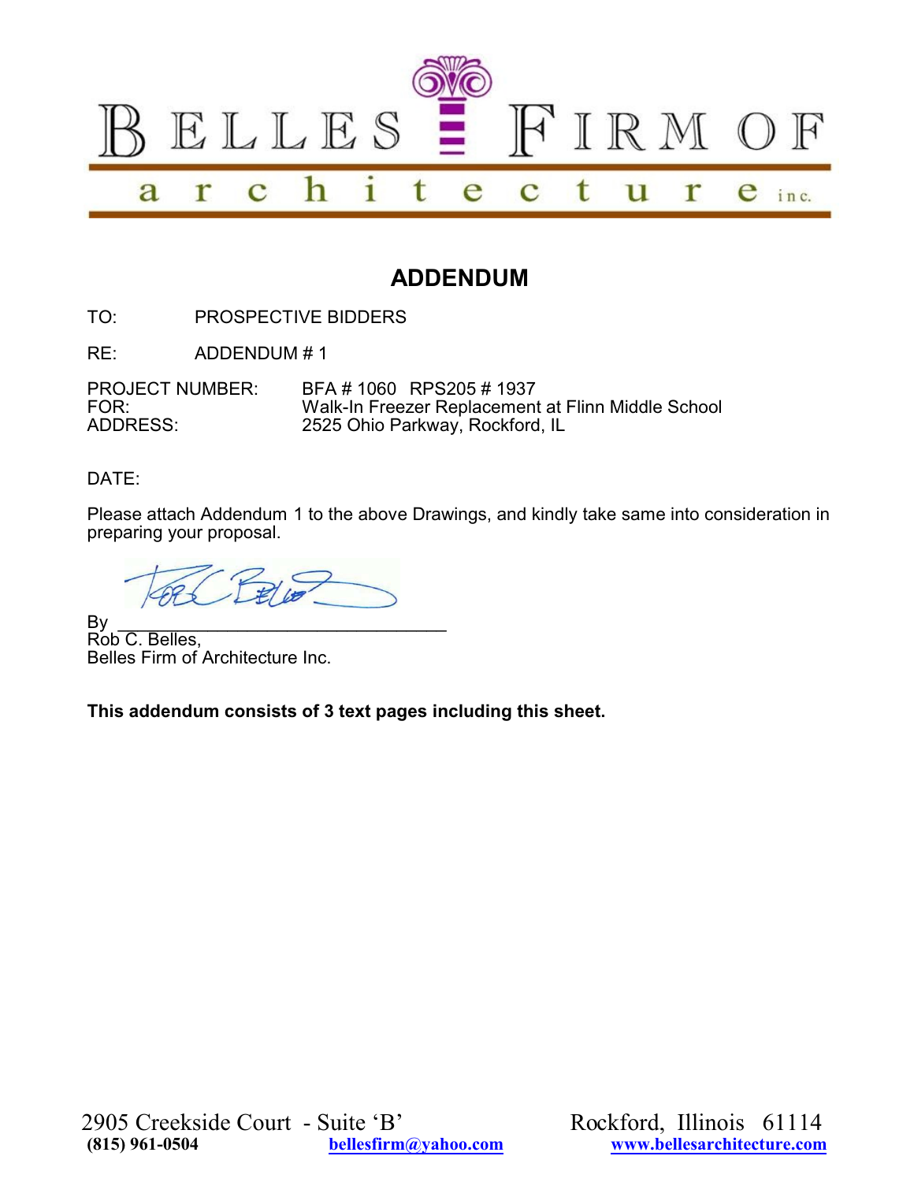# BELLES FIRM OF architecture inc.

## ADDENDUM

TO: PROSPECTIVE BIDDERS

RE: ADDENDUM # 1

PROJECT NUMBER: BFA # 1060 RPS205 # 1937
FOR: Walk-In Freezer Replacement at Flinn Middle School
ADDRESS: 2525 Ohio Parkway, Rockford, IL

DATE:

Please attach Addendum 1 to the above Drawings, and kindly take same into consideration in preparing your proposal.

By ___________________________________
Rob C. Belles,
Belles Firm of Architecture Inc.

**This addendum consists of 3 text pages including this sheet.**

2905 Creekside Court - Suite 'B' Rockford, Illinois 61114
**(815) 961-0504** **bellesfirm@yahoo.com** **www.bellesarchitecture.com**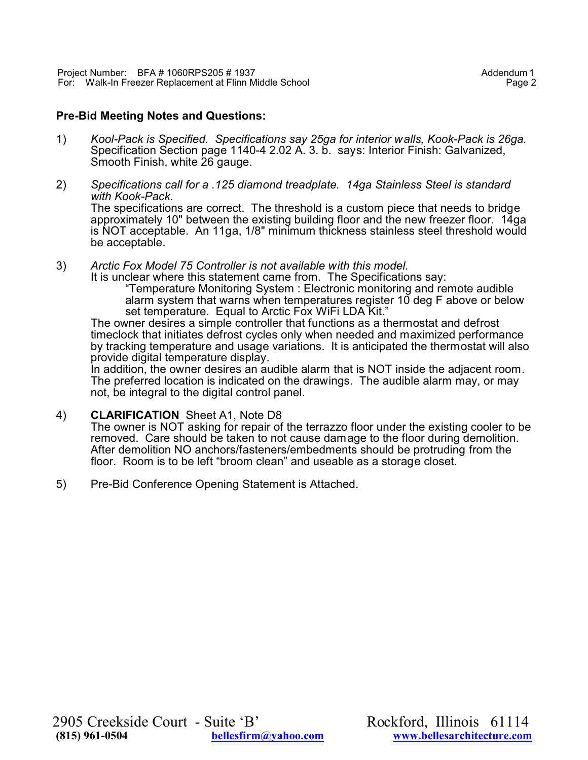**Pre-Bid Meeting Notes and Questions:**

1) *Kool-Pack is Specified. Specifications say 25ga for interior walls, Kook-Pack is 26ga.*
   Specification Section page 1140-4 2.02 A. 3. b. says: Interior Finish: Galvanized, Smooth Finish, white 26 gauge.

2) *Specifications call for a .125 diamond treadplate. 14ga Stainless Steel is standard with Kook-Pack.*
   The specifications are correct. The threshold is a custom piece that needs to bridge approximately 10" between the existing building floor and the new freezer floor. 14ga is NOT acceptable. An 11ga, 1/8" minimum thickness stainless steel threshold would be acceptable.

3) *Arctic Fox Model 75 Controller is not available with this model.*
   It is unclear where this statement came from. The Specifications say:

   > "Temperature Monitoring System : Electronic monitoring and remote audible alarm system that warns when temperatures register 10 deg F above or below set temperature. Equal to Arctic Fox WiFi LDA Kit."

   The owner desires a simple controller that functions as a thermostat and defrost timeclock that initiates defrost cycles only when needed and maximized performance by tracking temperature and usage variations. It is anticipated the thermostat will also provide digital temperature display.
   In addition, the owner desires an audible alarm that is NOT inside the adjacent room. The preferred location is indicated on the drawings. The audible alarm may, or may not, be integral to the digital control panel.

4) **CLARIFICATION** Sheet A1, Note D8
   The owner is NOT asking for repair of the terrazzo floor under the existing cooler to be removed. Care should be taken to not cause damage to the floor during demolition. After demolition NO anchors/fasteners/embedments should be protruding from the floor. Room is to be left "broom clean" and useable as a storage closet.

5) Pre-Bid Conference Opening Statement is Attached.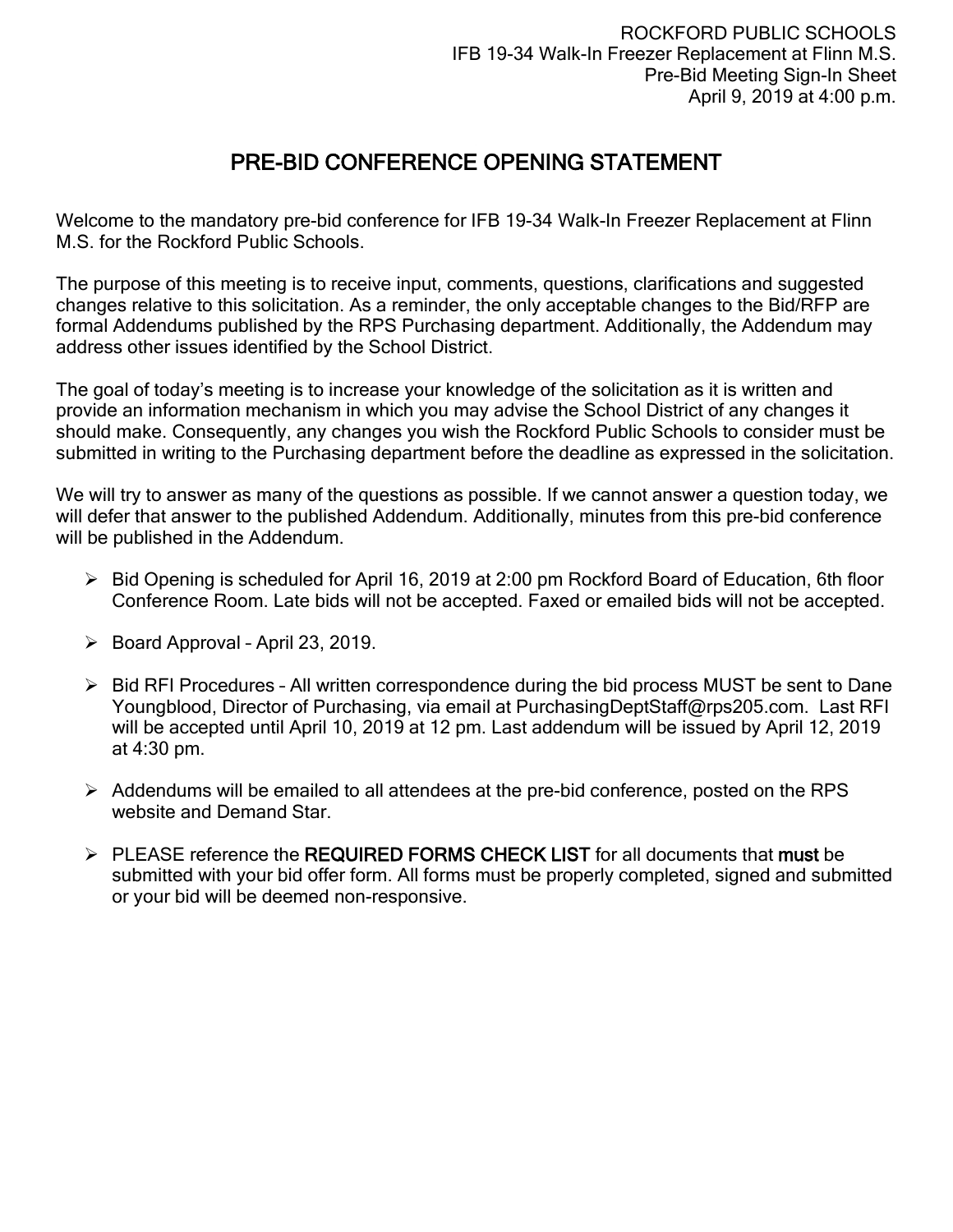ROCKFORD PUBLIC SCHOOLS
IFB 19-34 Walk-In Freezer Replacement at Flinn M.S.
Pre-Bid Meeting Sign-In Sheet
April 9, 2019 at 4:00 p.m.

# PRE-BID CONFERENCE OPENING STATEMENT

Welcome to the mandatory pre-bid conference for IFB 19-34 Walk-In Freezer Replacement at Flinn M.S. for the Rockford Public Schools.

The purpose of this meeting is to receive input, comments, questions, clarifications and suggested changes relative to this solicitation. As a reminder, the only acceptable changes to the Bid/RFP are formal Addendums published by the RPS Purchasing department. Additionally, the Addendum may address other issues identified by the School District.

The goal of today's meeting is to increase your knowledge of the solicitation as it is written and provide an information mechanism in which you may advise the School District of any changes it should make. Consequently, any changes you wish the Rockford Public Schools to consider must be submitted in writing to the Purchasing department before the deadline as expressed in the solicitation.

We will try to answer as many of the questions as possible. If we cannot answer a question today, we will defer that answer to the published Addendum. Additionally, minutes from this pre-bid conference will be published in the Addendum.

- Bid Opening is scheduled for April 16, 2019 at 2:00 pm Rockford Board of Education, 6th floor Conference Room. Late bids will not be accepted. Faxed or emailed bids will not be accepted.
- Board Approval – April 23, 2019.
- Bid RFI Procedures – All written correspondence during the bid process MUST be sent to Dane Youngblood, Director of Purchasing, via email at PurchasingDeptStaff@rps205.com. Last RFI will be accepted until April 10, 2019 at 12 pm. Last addendum will be issued by April 12, 2019 at 4:30 pm.
- Addendums will be emailed to all attendees at the pre-bid conference, posted on the RPS website and Demand Star.
- PLEASE reference the **REQUIRED FORMS CHECK LIST** for all documents that **must** be submitted with your bid offer form. All forms must be properly completed, signed and submitted or your bid will be deemed non-responsive.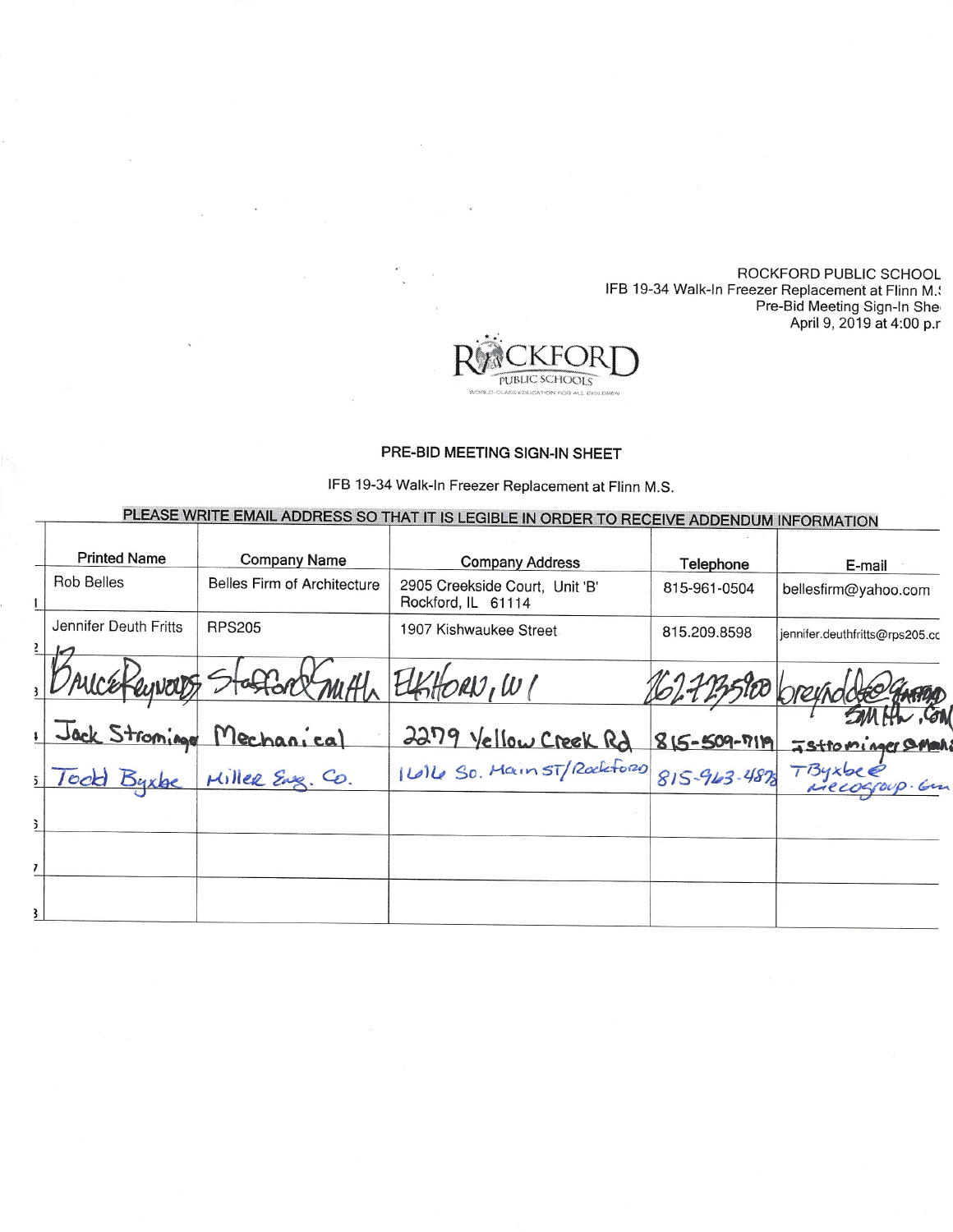ROCKFORD PUBLIC SCHOOL
IFB 19-34 Walk-In Freezer Replacement at Flinn M.S
Pre-Bid Meeting Sign-In She
April 9, 2019 at 4:00 p.r

ROCKFORD PUBLIC SCHOOLS
WORLD-CLASS EDUCATION FOR ALL CHILDREN

## PRE-BID MEETING SIGN-IN SHEET

IFB 19-34 Walk-In Freezer Replacement at Flinn M.S.

**PLEASE WRITE EMAIL ADDRESS SO THAT IT IS LEGIBLE IN ORDER TO RECEIVE ADDENDUM INFORMATION**

| | Printed Name | Company Name | Company Address | Telephone | E-mail |
|---|---|---|---|---|---|
| 1 | Rob Belles | Belles Firm of Architecture | 2905 Creekside Court, Unit 'B' Rockford, IL 61114 | 815-961-0504 | bellesfirm@yahoo.com |
| 2 | Jennifer Deuth Fritts | RPS205 | 1907 Kishwaukee Street | 815.209.8598 | jennifer.deuthfritts@rps205.cc |
| 3 | Bruce Reynolds | Stafford Smith | Elkhorn, WI | 262-723-5900 | breynolds@staffordsmith.com |
| 4 | Jack Strominger | Mechanical | 2279 Yellow Creek Rd | 815-509-7119 | jstrominger@mech |
| 5 | Todd Byxbe | Miller Eng. Co. | 1616 So. Main ST/Rockford | 815-963-4878 | TByxbe@mecogroup.com |
| 6 | | | | | |
| 7 | | | | | |
| 8 | | | | | |